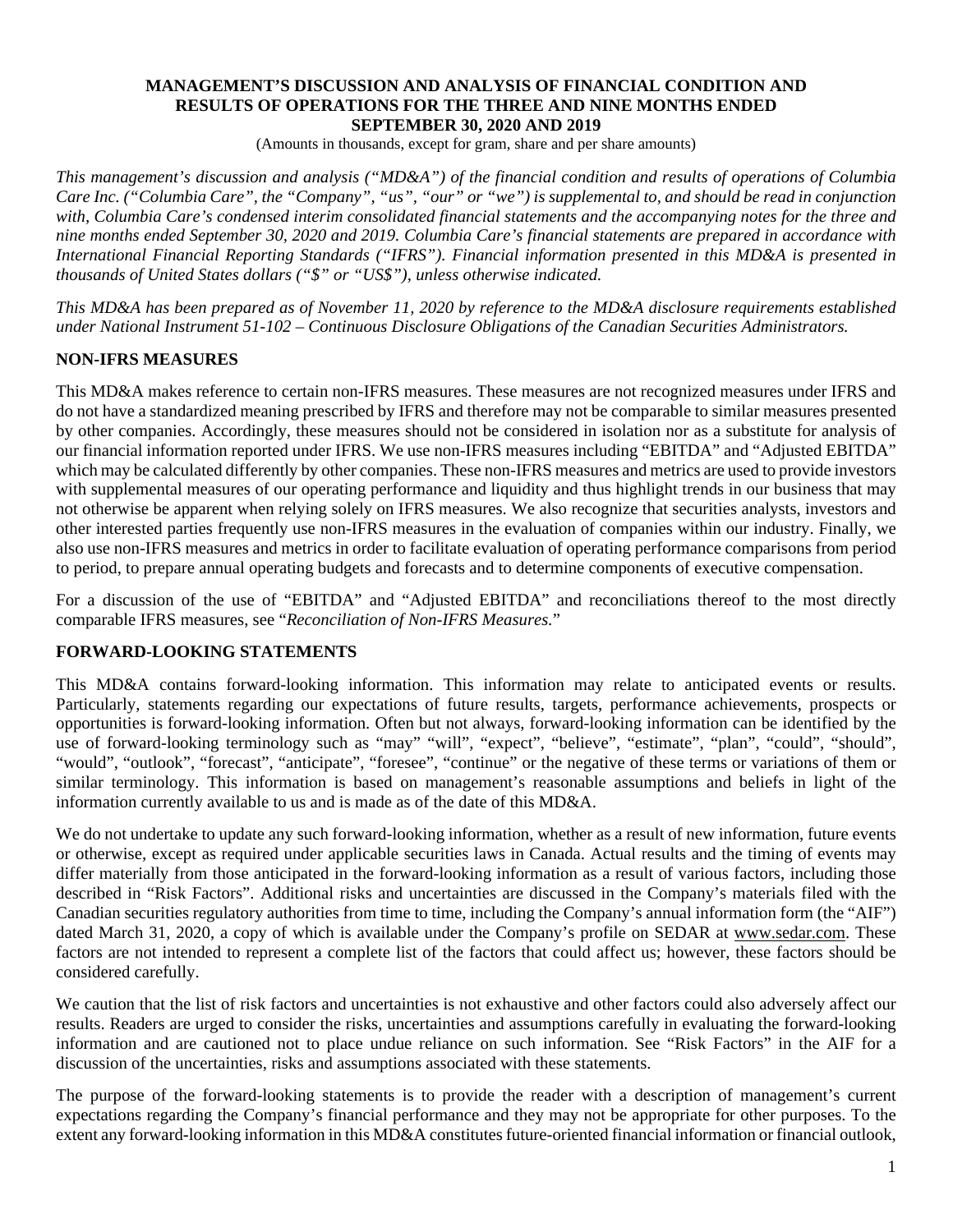# MANAGEMENT'S DISCUSSION AND ANALYSIS OF FINANCIAL CONDITION AND RESULTS OF OPERATIONS FOR THE THREE AND NINE MONTHS ENDED SEPTEMBER 30, 2020 AND 2019

(Amounts in thousands, except for gram, share and per share amounts)

*This management's discussion and analysis ("MD&A") of the financial condition and results of operations of Columbia Care Inc. ("Columbia Care", the "Company", "us", "our" or "we") is supplemental to, and should be read in conjunction with, Columbia Care's condensed interim consolidated financial statements and the accompanying notes for the three and nine months ended September 30, 2020 and 2019. Columbia Care's financial statements are prepared in accordance with International Financial Reporting Standards ("IFRS"). Financial information presented in this MD&A is presented in thousands of United States dollars ("$" or "US$"), unless otherwise indicated.*

*This MD&A has been prepared as of November 11, 2020 by reference to the MD&A disclosure requirements established under National Instrument 51-102 – Continuous Disclosure Obligations of the Canadian Securities Administrators.*

## NON-IFRS MEASURES

This MD&A makes reference to certain non-IFRS measures. These measures are not recognized measures under IFRS and do not have a standardized meaning prescribed by IFRS and therefore may not be comparable to similar measures presented by other companies. Accordingly, these measures should not be considered in isolation nor as a substitute for analysis of our financial information reported under IFRS. We use non-IFRS measures including "EBITDA" and "Adjusted EBITDA" which may be calculated differently by other companies. These non-IFRS measures and metrics are used to provide investors with supplemental measures of our operating performance and liquidity and thus highlight trends in our business that may not otherwise be apparent when relying solely on IFRS measures. We also recognize that securities analysts, investors and other interested parties frequently use non-IFRS measures in the evaluation of companies within our industry. Finally, we also use non-IFRS measures and metrics in order to facilitate evaluation of operating performance comparisons from period to period, to prepare annual operating budgets and forecasts and to determine components of executive compensation.

For a discussion of the use of "EBITDA" and "Adjusted EBITDA" and reconciliations thereof to the most directly comparable IFRS measures, see "*Reconciliation of Non-IFRS Measures.*"

## FORWARD-LOOKING STATEMENTS

This MD&A contains forward-looking information. This information may relate to anticipated events or results. Particularly, statements regarding our expectations of future results, targets, performance achievements, prospects or opportunities is forward-looking information. Often but not always, forward-looking information can be identified by the use of forward-looking terminology such as "may" "will", "expect", "believe", "estimate", "plan", "could", "should", "would", "outlook", "forecast", "anticipate", "foresee", "continue" or the negative of these terms or variations of them or similar terminology. This information is based on management's reasonable assumptions and beliefs in light of the information currently available to us and is made as of the date of this MD&A.

We do not undertake to update any such forward-looking information, whether as a result of new information, future events or otherwise, except as required under applicable securities laws in Canada. Actual results and the timing of events may differ materially from those anticipated in the forward-looking information as a result of various factors, including those described in "Risk Factors". Additional risks and uncertainties are discussed in the Company's materials filed with the Canadian securities regulatory authorities from time to time, including the Company's annual information form (the "AIF") dated March 31, 2020, a copy of which is available under the Company's profile on SEDAR at www.sedar.com. These factors are not intended to represent a complete list of the factors that could affect us; however, these factors should be considered carefully.

We caution that the list of risk factors and uncertainties is not exhaustive and other factors could also adversely affect our results. Readers are urged to consider the risks, uncertainties and assumptions carefully in evaluating the forward-looking information and are cautioned not to place undue reliance on such information. See "Risk Factors" in the AIF for a discussion of the uncertainties, risks and assumptions associated with these statements.

The purpose of the forward-looking statements is to provide the reader with a description of management's current expectations regarding the Company's financial performance and they may not be appropriate for other purposes. To the extent any forward-looking information in this MD&A constitutes future-oriented financial information or financial outlook,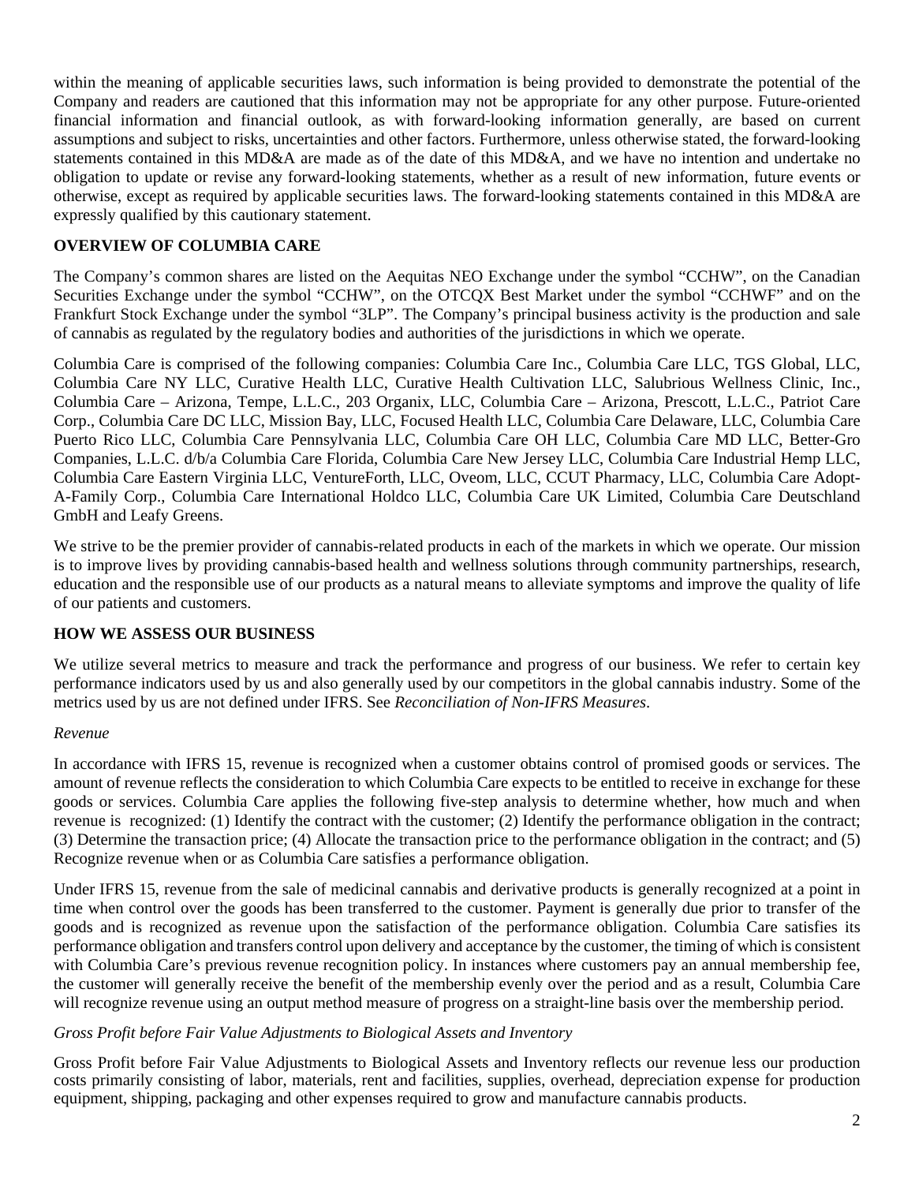within the meaning of applicable securities laws, such information is being provided to demonstrate the potential of the Company and readers are cautioned that this information may not be appropriate for any other purpose. Future-oriented financial information and financial outlook, as with forward-looking information generally, are based on current assumptions and subject to risks, uncertainties and other factors. Furthermore, unless otherwise stated, the forward-looking statements contained in this MD&A are made as of the date of this MD&A, and we have no intention and undertake no obligation to update or revise any forward-looking statements, whether as a result of new information, future events or otherwise, except as required by applicable securities laws. The forward-looking statements contained in this MD&A are expressly qualified by this cautionary statement.

## OVERVIEW OF COLUMBIA CARE

The Company's common shares are listed on the Aequitas NEO Exchange under the symbol "CCHW", on the Canadian Securities Exchange under the symbol "CCHW", on the OTCQX Best Market under the symbol "CCHWF" and on the Frankfurt Stock Exchange under the symbol "3LP". The Company's principal business activity is the production and sale of cannabis as regulated by the regulatory bodies and authorities of the jurisdictions in which we operate.

Columbia Care is comprised of the following companies: Columbia Care Inc., Columbia Care LLC, TGS Global, LLC, Columbia Care NY LLC, Curative Health LLC, Curative Health Cultivation LLC, Salubrious Wellness Clinic, Inc., Columbia Care – Arizona, Tempe, L.L.C., 203 Organix, LLC, Columbia Care – Arizona, Prescott, L.L.C., Patriot Care Corp., Columbia Care DC LLC, Mission Bay, LLC, Focused Health LLC, Columbia Care Delaware, LLC, Columbia Care Puerto Rico LLC, Columbia Care Pennsylvania LLC, Columbia Care OH LLC, Columbia Care MD LLC, Better-Gro Companies, L.L.C. d/b/a Columbia Care Florida, Columbia Care New Jersey LLC, Columbia Care Industrial Hemp LLC, Columbia Care Eastern Virginia LLC, VentureForth, LLC, Oveom, LLC, CCUT Pharmacy, LLC, Columbia Care Adopt-A-Family Corp., Columbia Care International Holdco LLC, Columbia Care UK Limited, Columbia Care Deutschland GmbH and Leafy Greens.

We strive to be the premier provider of cannabis-related products in each of the markets in which we operate. Our mission is to improve lives by providing cannabis-based health and wellness solutions through community partnerships, research, education and the responsible use of our products as a natural means to alleviate symptoms and improve the quality of life of our patients and customers.

## HOW WE ASSESS OUR BUSINESS

We utilize several metrics to measure and track the performance and progress of our business. We refer to certain key performance indicators used by us and also generally used by our competitors in the global cannabis industry. Some of the metrics used by us are not defined under IFRS. See *Reconciliation of Non-IFRS Measures*.

*Revenue*

In accordance with IFRS 15, revenue is recognized when a customer obtains control of promised goods or services. The amount of revenue reflects the consideration to which Columbia Care expects to be entitled to receive in exchange for these goods or services. Columbia Care applies the following five-step analysis to determine whether, how much and when revenue is recognized: (1) Identify the contract with the customer; (2) Identify the performance obligation in the contract; (3) Determine the transaction price; (4) Allocate the transaction price to the performance obligation in the contract; and (5) Recognize revenue when or as Columbia Care satisfies a performance obligation.

Under IFRS 15, revenue from the sale of medicinal cannabis and derivative products is generally recognized at a point in time when control over the goods has been transferred to the customer. Payment is generally due prior to transfer of the goods and is recognized as revenue upon the satisfaction of the performance obligation. Columbia Care satisfies its performance obligation and transfers control upon delivery and acceptance by the customer, the timing of which is consistent with Columbia Care's previous revenue recognition policy. In instances where customers pay an annual membership fee, the customer will generally receive the benefit of the membership evenly over the period and as a result, Columbia Care will recognize revenue using an output method measure of progress on a straight-line basis over the membership period.

*Gross Profit before Fair Value Adjustments to Biological Assets and Inventory*

Gross Profit before Fair Value Adjustments to Biological Assets and Inventory reflects our revenue less our production costs primarily consisting of labor, materials, rent and facilities, supplies, overhead, depreciation expense for production equipment, shipping, packaging and other expenses required to grow and manufacture cannabis products.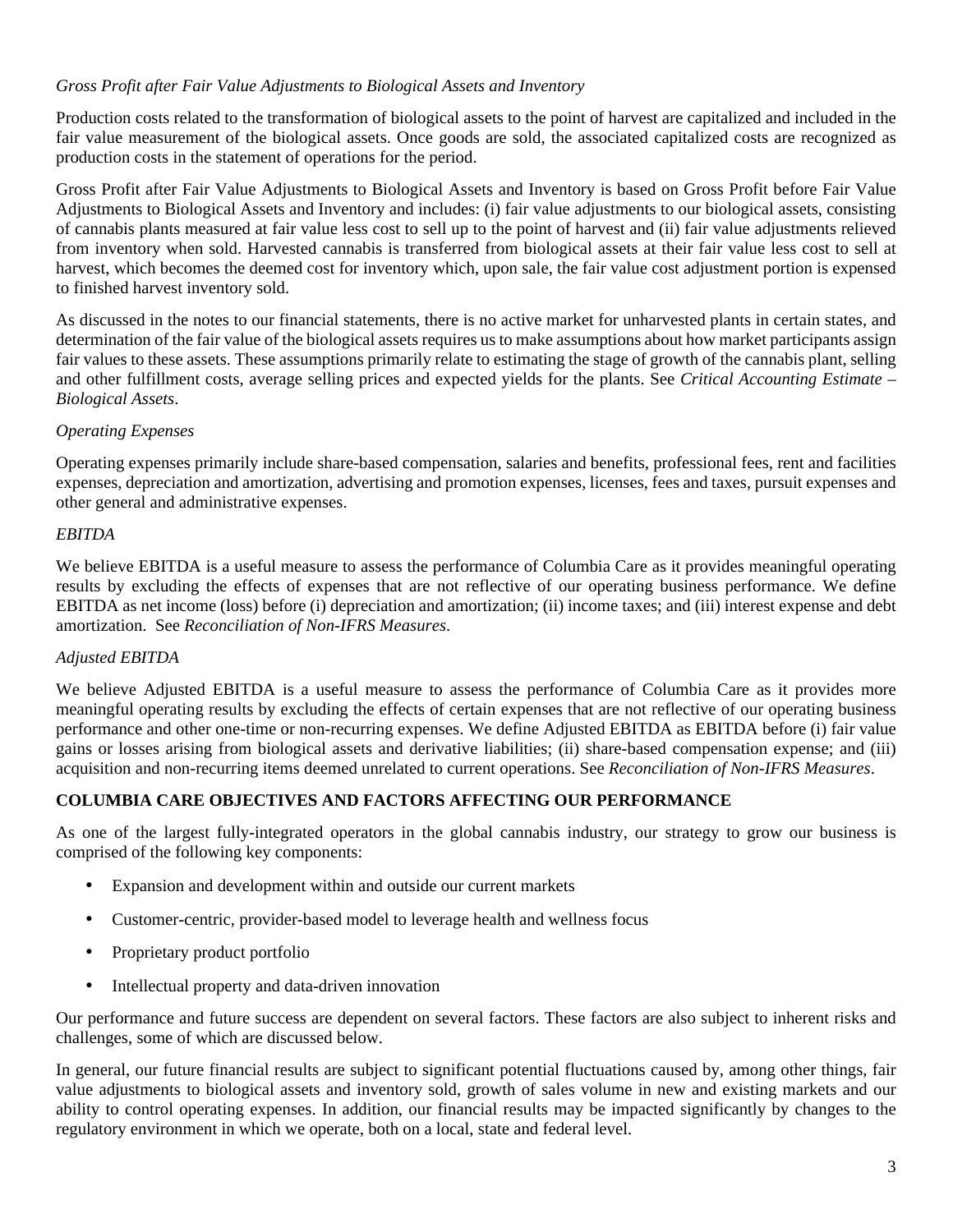*Gross Profit after Fair Value Adjustments to Biological Assets and Inventory*

Production costs related to the transformation of biological assets to the point of harvest are capitalized and included in the fair value measurement of the biological assets. Once goods are sold, the associated capitalized costs are recognized as production costs in the statement of operations for the period.

Gross Profit after Fair Value Adjustments to Biological Assets and Inventory is based on Gross Profit before Fair Value Adjustments to Biological Assets and Inventory and includes: (i) fair value adjustments to our biological assets, consisting of cannabis plants measured at fair value less cost to sell up to the point of harvest and (ii) fair value adjustments relieved from inventory when sold. Harvested cannabis is transferred from biological assets at their fair value less cost to sell at harvest, which becomes the deemed cost for inventory which, upon sale, the fair value cost adjustment portion is expensed to finished harvest inventory sold.

As discussed in the notes to our financial statements, there is no active market for unharvested plants in certain states, and determination of the fair value of the biological assets requires us to make assumptions about how market participants assign fair values to these assets. These assumptions primarily relate to estimating the stage of growth of the cannabis plant, selling and other fulfillment costs, average selling prices and expected yields for the plants. See *Critical Accounting Estimate – Biological Assets*.

*Operating Expenses*

Operating expenses primarily include share-based compensation, salaries and benefits, professional fees, rent and facilities expenses, depreciation and amortization, advertising and promotion expenses, licenses, fees and taxes, pursuit expenses and other general and administrative expenses.

*EBITDA*

We believe EBITDA is a useful measure to assess the performance of Columbia Care as it provides meaningful operating results by excluding the effects of expenses that are not reflective of our operating business performance. We define EBITDA as net income (loss) before (i) depreciation and amortization; (ii) income taxes; and (iii) interest expense and debt amortization. See *Reconciliation of Non-IFRS Measures*.

*Adjusted EBITDA*

We believe Adjusted EBITDA is a useful measure to assess the performance of Columbia Care as it provides more meaningful operating results by excluding the effects of certain expenses that are not reflective of our operating business performance and other one-time or non-recurring expenses. We define Adjusted EBITDA as EBITDA before (i) fair value gains or losses arising from biological assets and derivative liabilities; (ii) share-based compensation expense; and (iii) acquisition and non-recurring items deemed unrelated to current operations. See *Reconciliation of Non-IFRS Measures*.

## COLUMBIA CARE OBJECTIVES AND FACTORS AFFECTING OUR PERFORMANCE

As one of the largest fully-integrated operators in the global cannabis industry, our strategy to grow our business is comprised of the following key components:

- Expansion and development within and outside our current markets
- Customer-centric, provider-based model to leverage health and wellness focus
- Proprietary product portfolio
- Intellectual property and data-driven innovation

Our performance and future success are dependent on several factors. These factors are also subject to inherent risks and challenges, some of which are discussed below.

In general, our future financial results are subject to significant potential fluctuations caused by, among other things, fair value adjustments to biological assets and inventory sold, growth of sales volume in new and existing markets and our ability to control operating expenses. In addition, our financial results may be impacted significantly by changes to the regulatory environment in which we operate, both on a local, state and federal level.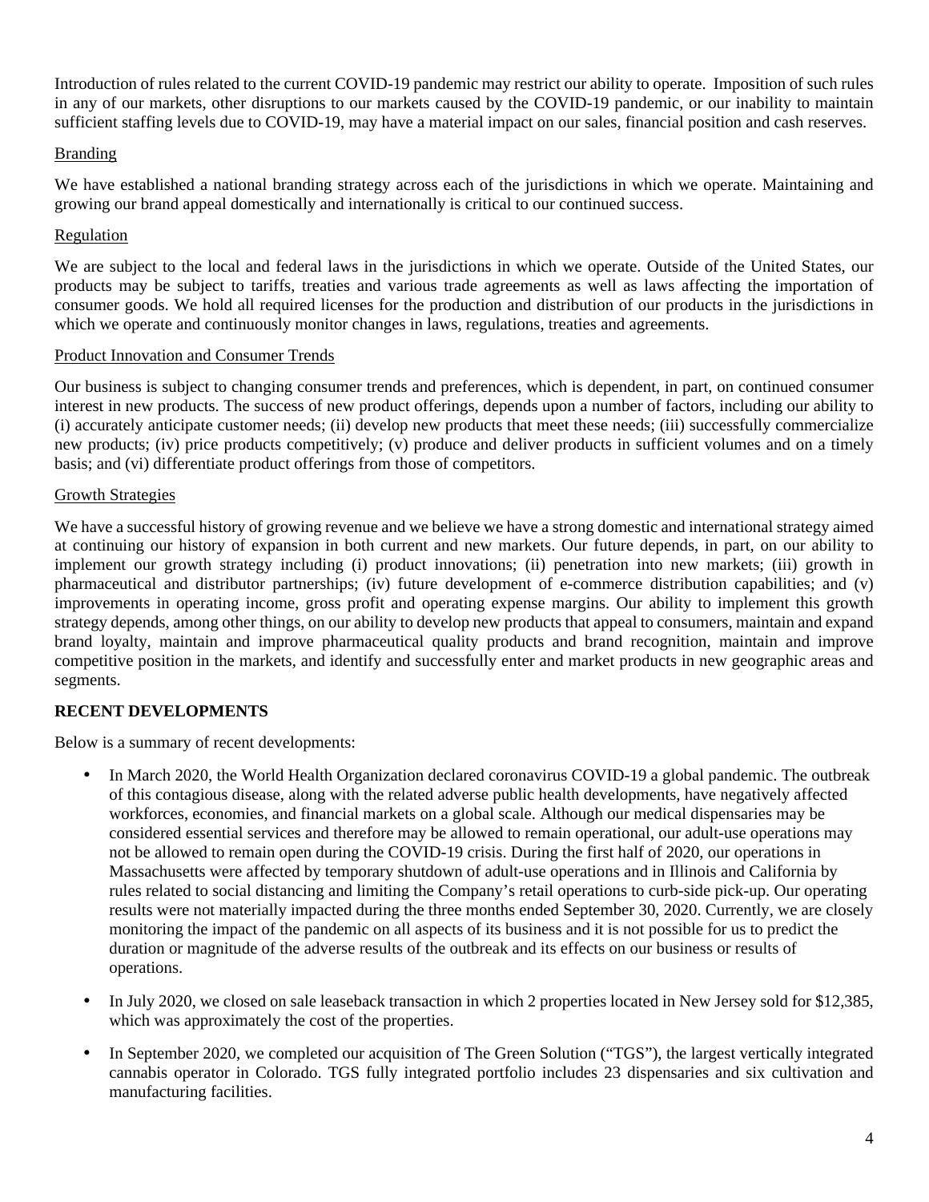Introduction of rules related to the current COVID-19 pandemic may restrict our ability to operate. Imposition of such rules in any of our markets, other disruptions to our markets caused by the COVID-19 pandemic, or our inability to maintain sufficient staffing levels due to COVID-19, may have a material impact on our sales, financial position and cash reserves.

Branding

We have established a national branding strategy across each of the jurisdictions in which we operate. Maintaining and growing our brand appeal domestically and internationally is critical to our continued success.

Regulation

We are subject to the local and federal laws in the jurisdictions in which we operate. Outside of the United States, our products may be subject to tariffs, treaties and various trade agreements as well as laws affecting the importation of consumer goods. We hold all required licenses for the production and distribution of our products in the jurisdictions in which we operate and continuously monitor changes in laws, regulations, treaties and agreements.

Product Innovation and Consumer Trends

Our business is subject to changing consumer trends and preferences, which is dependent, in part, on continued consumer interest in new products. The success of new product offerings, depends upon a number of factors, including our ability to (i) accurately anticipate customer needs; (ii) develop new products that meet these needs; (iii) successfully commercialize new products; (iv) price products competitively; (v) produce and deliver products in sufficient volumes and on a timely basis; and (vi) differentiate product offerings from those of competitors.

Growth Strategies

We have a successful history of growing revenue and we believe we have a strong domestic and international strategy aimed at continuing our history of expansion in both current and new markets. Our future depends, in part, on our ability to implement our growth strategy including (i) product innovations; (ii) penetration into new markets; (iii) growth in pharmaceutical and distributor partnerships; (iv) future development of e-commerce distribution capabilities; and (v) improvements in operating income, gross profit and operating expense margins. Our ability to implement this growth strategy depends, among other things, on our ability to develop new products that appeal to consumers, maintain and expand brand loyalty, maintain and improve pharmaceutical quality products and brand recognition, maintain and improve competitive position in the markets, and identify and successfully enter and market products in new geographic areas and segments.

**RECENT DEVELOPMENTS**

Below is a summary of recent developments:

- In March 2020, the World Health Organization declared coronavirus COVID-19 a global pandemic. The outbreak of this contagious disease, along with the related adverse public health developments, have negatively affected workforces, economies, and financial markets on a global scale. Although our medical dispensaries may be considered essential services and therefore may be allowed to remain operational, our adult-use operations may not be allowed to remain open during the COVID-19 crisis. During the first half of 2020, our operations in Massachusetts were affected by temporary shutdown of adult-use operations and in Illinois and California by rules related to social distancing and limiting the Company's retail operations to curb-side pick-up. Our operating results were not materially impacted during the three months ended September 30, 2020. Currently, we are closely monitoring the impact of the pandemic on all aspects of its business and it is not possible for us to predict the duration or magnitude of the adverse results of the outbreak and its effects on our business or results of operations.
- In July 2020, we closed on sale leaseback transaction in which 2 properties located in New Jersey sold for $12,385, which was approximately the cost of the properties.
- In September 2020, we completed our acquisition of The Green Solution ("TGS"), the largest vertically integrated cannabis operator in Colorado. TGS fully integrated portfolio includes 23 dispensaries and six cultivation and manufacturing facilities.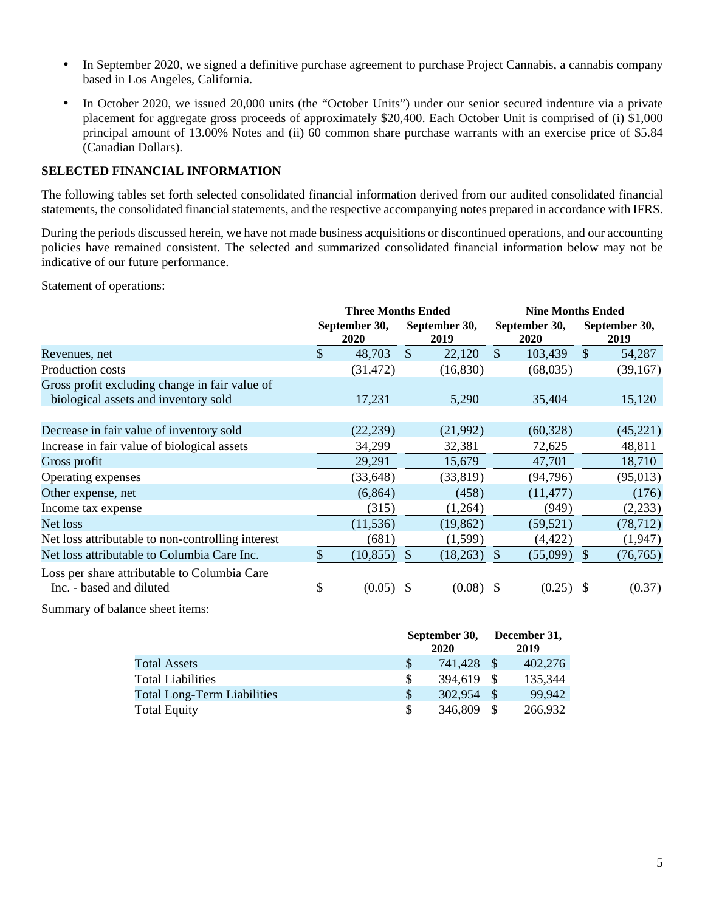- In September 2020, we signed a definitive purchase agreement to purchase Project Cannabis, a cannabis company based in Los Angeles, California.
- In October 2020, we issued 20,000 units (the "October Units") under our senior secured indenture via a private placement for aggregate gross proceeds of approximately $20,400. Each October Unit is comprised of (i) $1,000 principal amount of 13.00% Notes and (ii) 60 common share purchase warrants with an exercise price of $5.84 (Canadian Dollars).

## SELECTED FINANCIAL INFORMATION

The following tables set forth selected consolidated financial information derived from our audited consolidated financial statements, the consolidated financial statements, and the respective accompanying notes prepared in accordance with IFRS.

During the periods discussed herein, we have not made business acquisitions or discontinued operations, and our accounting policies have remained consistent. The selected and summarized consolidated financial information below may not be indicative of our future performance.

Statement of operations:

| | Three Months Ended | | Nine Months Ended | |
|---|---|---|---|---|
| | September 30, 2020 | September 30, 2019 | September 30, 2020 | September 30, 2019 |
| Revenues, net | $ 48,703 | $ 22,120 | $ 103,439 | $ 54,287 |
| Production costs | (31,472) | (16,830) | (68,035) | (39,167) |
| Gross profit excluding change in fair value of biological assets and inventory sold | 17,231 | 5,290 | 35,404 | 15,120 |
| Decrease in fair value of inventory sold | (22,239) | (21,992) | (60,328) | (45,221) |
| Increase in fair value of biological assets | 34,299 | 32,381 | 72,625 | 48,811 |
| Gross profit | 29,291 | 15,679 | 47,701 | 18,710 |
| Operating expenses | (33,648) | (33,819) | (94,796) | (95,013) |
| Other expense, net | (6,864) | (458) | (11,477) | (176) |
| Income tax expense | (315) | (1,264) | (949) | (2,233) |
| Net loss | (11,536) | (19,862) | (59,521) | (78,712) |
| Net loss attributable to non-controlling interest | (681) | (1,599) | (4,422) | (1,947) |
| Net loss attributable to Columbia Care Inc. | $ (10,855) | $ (18,263) | $ (55,099) | $ (76,765) |
| Loss per share attributable to Columbia Care Inc. - based and diluted | $ (0.05) | $ (0.08) | $ (0.25) | $ (0.37) |

Summary of balance sheet items:

| | September 30, 2020 | December 31, 2019 |
|---|---|---|
| Total Assets | $ 741,428 | $ 402,276 |
| Total Liabilities | $ 394,619 | $ 135,344 |
| Total Long-Term Liabilities | $ 302,954 | $ 99,942 |
| Total Equity | $ 346,809 | $ 266,932 |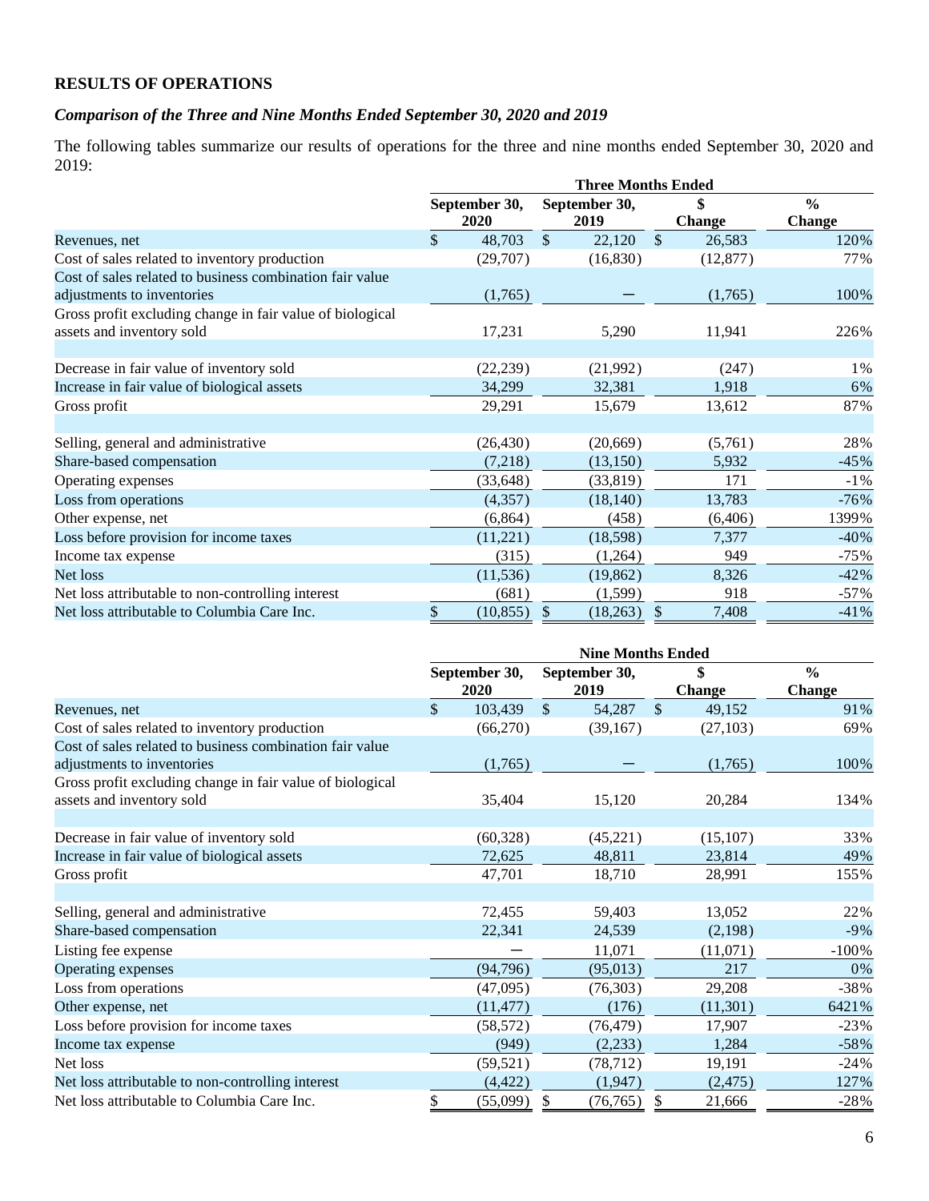## RESULTS OF OPERATIONS

### *Comparison of the Three and Nine Months Ended September 30, 2020 and 2019*

The following tables summarize our results of operations for the three and nine months ended September 30, 2020 and 2019:

| | Three Months Ended | | | |
|---|---|---|---|---|
| | September 30, 2020 | September 30, 2019 | $ Change | % Change |
| Revenues, net | $ 48,703 | $ 22,120 | $ 26,583 | 120% |
| Cost of sales related to inventory production | (29,707) | (16,830) | (12,877) | 77% |
| Cost of sales related to business combination fair value adjustments to inventories | (1,765) | — | (1,765) | 100% |
| Gross profit excluding change in fair value of biological assets and inventory sold | 17,231 | 5,290 | 11,941 | 226% |
| | | | | |
| Decrease in fair value of inventory sold | (22,239) | (21,992) | (247) | 1% |
| Increase in fair value of biological assets | 34,299 | 32,381 | 1,918 | 6% |
| Gross profit | 29,291 | 15,679 | 13,612 | 87% |
| | | | | |
| Selling, general and administrative | (26,430) | (20,669) | (5,761) | 28% |
| Share-based compensation | (7,218) | (13,150) | 5,932 | -45% |
| Operating expenses | (33,648) | (33,819) | 171 | -1% |
| Loss from operations | (4,357) | (18,140) | 13,783 | -76% |
| Other expense, net | (6,864) | (458) | (6,406) | 1399% |
| Loss before provision for income taxes | (11,221) | (18,598) | 7,377 | -40% |
| Income tax expense | (315) | (1,264) | 949 | -75% |
| Net loss | (11,536) | (19,862) | 8,326 | -42% |
| Net loss attributable to non-controlling interest | (681) | (1,599) | 918 | -57% |
| Net loss attributable to Columbia Care Inc. | $ (10,855) | $ (18,263) | $ 7,408 | -41% |

| | Nine Months Ended | | | |
|---|---|---|---|---|
| | September 30, 2020 | September 30, 2019 | $ Change | % Change |
| Revenues, net | $ 103,439 | $ 54,287 | $ 49,152 | 91% |
| Cost of sales related to inventory production | (66,270) | (39,167) | (27,103) | 69% |
| Cost of sales related to business combination fair value adjustments to inventories | (1,765) | — | (1,765) | 100% |
| Gross profit excluding change in fair value of biological assets and inventory sold | 35,404 | 15,120 | 20,284 | 134% |
| | | | | |
| Decrease in fair value of inventory sold | (60,328) | (45,221) | (15,107) | 33% |
| Increase in fair value of biological assets | 72,625 | 48,811 | 23,814 | 49% |
| Gross profit | 47,701 | 18,710 | 28,991 | 155% |
| | | | | |
| Selling, general and administrative | 72,455 | 59,403 | 13,052 | 22% |
| Share-based compensation | 22,341 | 24,539 | (2,198) | -9% |
| Listing fee expense | — | 11,071 | (11,071) | -100% |
| Operating expenses | (94,796) | (95,013) | 217 | 0% |
| Loss from operations | (47,095) | (76,303) | 29,208 | -38% |
| Other expense, net | (11,477) | (176) | (11,301) | 6421% |
| Loss before provision for income taxes | (58,572) | (76,479) | 17,907 | -23% |
| Income tax expense | (949) | (2,233) | 1,284 | -58% |
| Net loss | (59,521) | (78,712) | 19,191 | -24% |
| Net loss attributable to non-controlling interest | (4,422) | (1,947) | (2,475) | 127% |
| Net loss attributable to Columbia Care Inc. | $ (55,099) | $ (76,765) | $ 21,666 | -28% |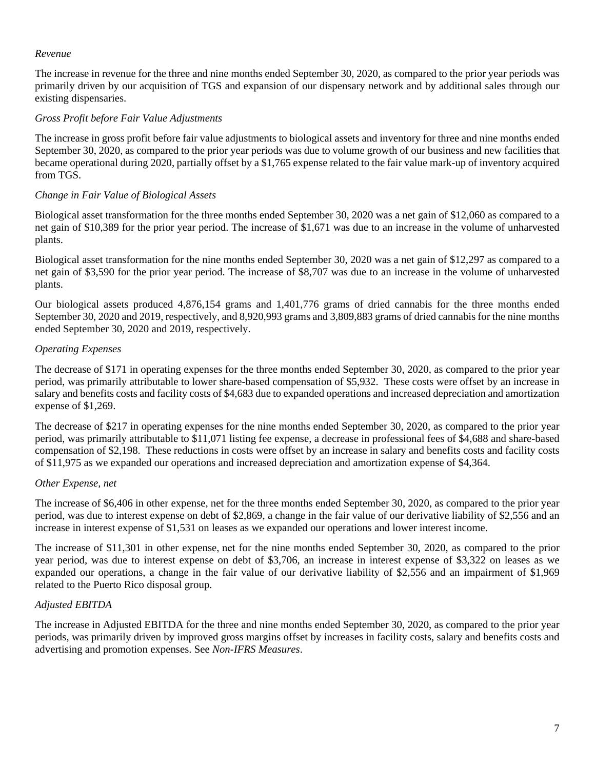*Revenue*

The increase in revenue for the three and nine months ended September 30, 2020, as compared to the prior year periods was primarily driven by our acquisition of TGS and expansion of our dispensary network and by additional sales through our existing dispensaries.

*Gross Profit before Fair Value Adjustments*

The increase in gross profit before fair value adjustments to biological assets and inventory for three and nine months ended September 30, 2020, as compared to the prior year periods was due to volume growth of our business and new facilities that became operational during 2020, partially offset by a $1,765 expense related to the fair value mark-up of inventory acquired from TGS.

*Change in Fair Value of Biological Assets*

Biological asset transformation for the three months ended September 30, 2020 was a net gain of $12,060 as compared to a net gain of $10,389 for the prior year period. The increase of $1,671 was due to an increase in the volume of unharvested plants.

Biological asset transformation for the nine months ended September 30, 2020 was a net gain of $12,297 as compared to a net gain of $3,590 for the prior year period. The increase of $8,707 was due to an increase in the volume of unharvested plants.

Our biological assets produced 4,876,154 grams and 1,401,776 grams of dried cannabis for the three months ended September 30, 2020 and 2019, respectively, and 8,920,993 grams and 3,809,883 grams of dried cannabis for the nine months ended September 30, 2020 and 2019, respectively.

*Operating Expenses*

The decrease of $171 in operating expenses for the three months ended September 30, 2020, as compared to the prior year period, was primarily attributable to lower share-based compensation of $5,932. These costs were offset by an increase in salary and benefits costs and facility costs of $4,683 due to expanded operations and increased depreciation and amortization expense of $1,269.

The decrease of $217 in operating expenses for the nine months ended September 30, 2020, as compared to the prior year period, was primarily attributable to $11,071 listing fee expense, a decrease in professional fees of $4,688 and share-based compensation of $2,198. These reductions in costs were offset by an increase in salary and benefits costs and facility costs of $11,975 as we expanded our operations and increased depreciation and amortization expense of $4,364.

*Other Expense, net*

The increase of $6,406 in other expense, net for the three months ended September 30, 2020, as compared to the prior year period, was due to interest expense on debt of $2,869, a change in the fair value of our derivative liability of $2,556 and an increase in interest expense of $1,531 on leases as we expanded our operations and lower interest income.

The increase of $11,301 in other expense, net for the nine months ended September 30, 2020, as compared to the prior year period, was due to interest expense on debt of $3,706, an increase in interest expense of $3,322 on leases as we expanded our operations, a change in the fair value of our derivative liability of $2,556 and an impairment of $1,969 related to the Puerto Rico disposal group.

*Adjusted EBITDA*

The increase in Adjusted EBITDA for the three and nine months ended September 30, 2020, as compared to the prior year periods, was primarily driven by improved gross margins offset by increases in facility costs, salary and benefits costs and advertising and promotion expenses. See *Non-IFRS Measures*.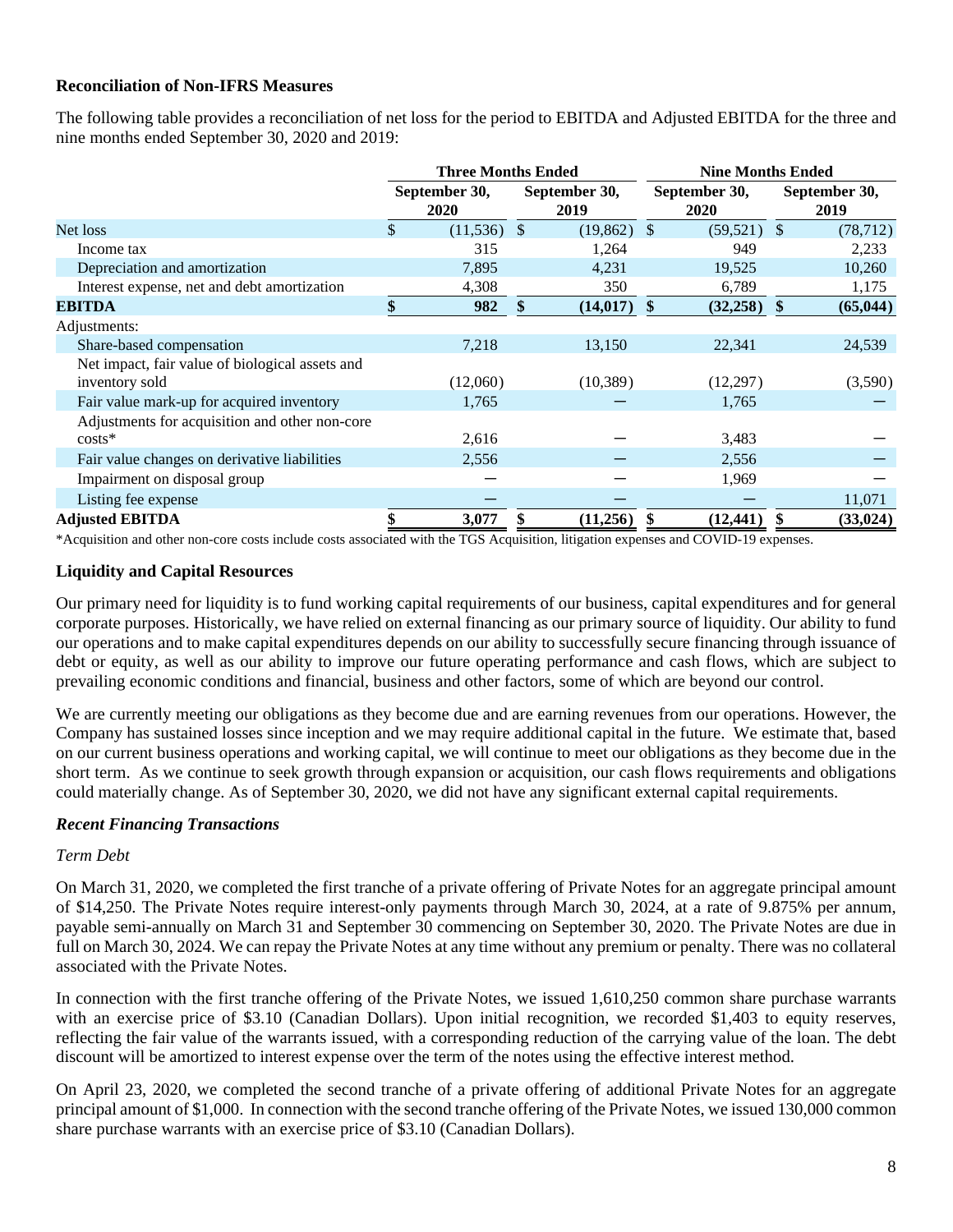**Reconciliation of Non-IFRS Measures**

The following table provides a reconciliation of net loss for the period to EBITDA and Adjusted EBITDA for the three and nine months ended September 30, 2020 and 2019:

| | Three Months Ended | | Nine Months Ended | |
|---|---|---|---|---|
| | September 30, 2020 | September 30, 2019 | September 30, 2020 | September 30, 2019 |
| Net loss | $ (11,536) | $ (19,862) | $ (59,521) | $ (78,712) |
| Income tax | 315 | 1,264 | 949 | 2,233 |
| Depreciation and amortization | 7,895 | 4,231 | 19,525 | 10,260 |
| Interest expense, net and debt amortization | 4,308 | 350 | 6,789 | 1,175 |
| **EBITDA** | **$ 982** | **$ (14,017)** | **$ (32,258)** | **$ (65,044)** |
| Adjustments: | | | | |
| Share-based compensation | 7,218 | 13,150 | 22,341 | 24,539 |
| Net impact, fair value of biological assets and inventory sold | (12,060) | (10,389) | (12,297) | (3,590) |
| Fair value mark-up for acquired inventory | 1,765 | — | 1,765 | — |
| Adjustments for acquisition and other non-core costs* | 2,616 | — | 3,483 | — |
| Fair value changes on derivative liabilities | 2,556 | — | 2,556 | — |
| Impairment on disposal group | — | — | 1,969 | — |
| Listing fee expense | — | — | — | 11,071 |
| **Adjusted EBITDA** | **$ 3,077** | **$ (11,256)** | **$ (12,441)** | **$ (33,024)** |

*Acquisition and other non-core costs include costs associated with the TGS Acquisition, litigation expenses and COVID-19 expenses.

**Liquidity and Capital Resources**

Our primary need for liquidity is to fund working capital requirements of our business, capital expenditures and for general corporate purposes. Historically, we have relied on external financing as our primary source of liquidity. Our ability to fund our operations and to make capital expenditures depends on our ability to successfully secure financing through issuance of debt or equity, as well as our ability to improve our future operating performance and cash flows, which are subject to prevailing economic conditions and financial, business and other factors, some of which are beyond our control.

We are currently meeting our obligations as they become due and are earning revenues from our operations. However, the Company has sustained losses since inception and we may require additional capital in the future. We estimate that, based on our current business operations and working capital, we will continue to meet our obligations as they become due in the short term. As we continue to seek growth through expansion or acquisition, our cash flows requirements and obligations could materially change. As of September 30, 2020, we did not have any significant external capital requirements.

***Recent Financing Transactions***

*Term Debt*

On March 31, 2020, we completed the first tranche of a private offering of Private Notes for an aggregate principal amount of $14,250. The Private Notes require interest-only payments through March 30, 2024, at a rate of 9.875% per annum, payable semi-annually on March 31 and September 30 commencing on September 30, 2020. The Private Notes are due in full on March 30, 2024. We can repay the Private Notes at any time without any premium or penalty. There was no collateral associated with the Private Notes.

In connection with the first tranche offering of the Private Notes, we issued 1,610,250 common share purchase warrants with an exercise price of $3.10 (Canadian Dollars). Upon initial recognition, we recorded $1,403 to equity reserves, reflecting the fair value of the warrants issued, with a corresponding reduction of the carrying value of the loan. The debt discount will be amortized to interest expense over the term of the notes using the effective interest method.

On April 23, 2020, we completed the second tranche of a private offering of additional Private Notes for an aggregate principal amount of $1,000. In connection with the second tranche offering of the Private Notes, we issued 130,000 common share purchase warrants with an exercise price of $3.10 (Canadian Dollars).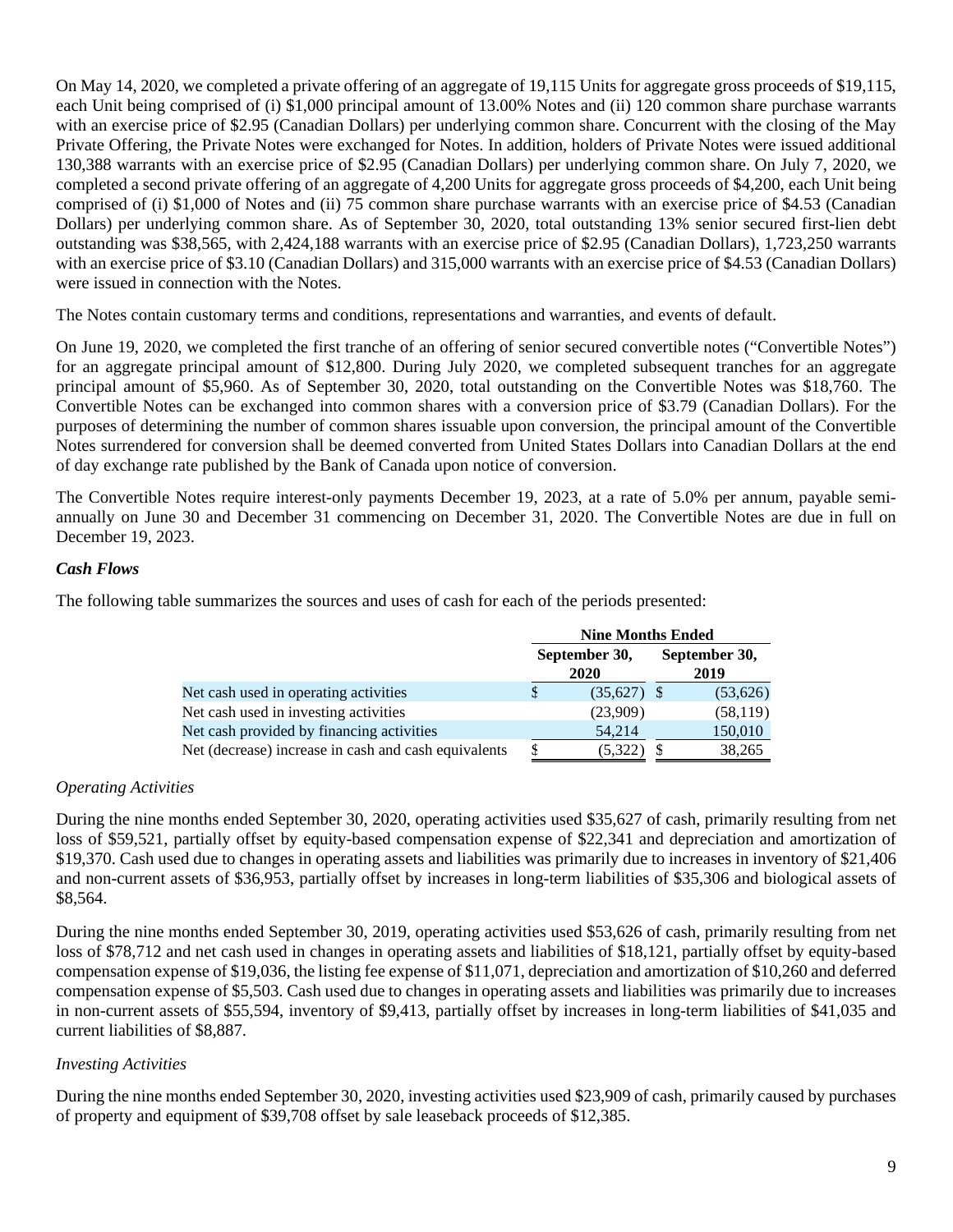On May 14, 2020, we completed a private offering of an aggregate of 19,115 Units for aggregate gross proceeds of $19,115, each Unit being comprised of (i) $1,000 principal amount of 13.00% Notes and (ii) 120 common share purchase warrants with an exercise price of $2.95 (Canadian Dollars) per underlying common share. Concurrent with the closing of the May Private Offering, the Private Notes were exchanged for Notes. In addition, holders of Private Notes were issued additional 130,388 warrants with an exercise price of $2.95 (Canadian Dollars) per underlying common share. On July 7, 2020, we completed a second private offering of an aggregate of 4,200 Units for aggregate gross proceeds of $4,200, each Unit being comprised of (i) $1,000 of Notes and (ii) 75 common share purchase warrants with an exercise price of $4.53 (Canadian Dollars) per underlying common share. As of September 30, 2020, total outstanding 13% senior secured first-lien debt outstanding was $38,565, with 2,424,188 warrants with an exercise price of $2.95 (Canadian Dollars), 1,723,250 warrants with an exercise price of $3.10 (Canadian Dollars) and 315,000 warrants with an exercise price of $4.53 (Canadian Dollars) were issued in connection with the Notes.

The Notes contain customary terms and conditions, representations and warranties, and events of default.

On June 19, 2020, we completed the first tranche of an offering of senior secured convertible notes ("Convertible Notes") for an aggregate principal amount of $12,800. During July 2020, we completed subsequent tranches for an aggregate principal amount of $5,960. As of September 30, 2020, total outstanding on the Convertible Notes was $18,760. The Convertible Notes can be exchanged into common shares with a conversion price of $3.79 (Canadian Dollars). For the purposes of determining the number of common shares issuable upon conversion, the principal amount of the Convertible Notes surrendered for conversion shall be deemed converted from United States Dollars into Canadian Dollars at the end of day exchange rate published by the Bank of Canada upon notice of conversion.

The Convertible Notes require interest-only payments December 19, 2023, at a rate of 5.0% per annum, payable semi-annually on June 30 and December 31 commencing on December 31, 2020. The Convertible Notes are due in full on December 19, 2023.

### *Cash Flows*

The following table summarizes the sources and uses of cash for each of the periods presented:

| | Nine Months Ended | |
|---|---|---|
| | September 30, 2020 | September 30, 2019 |
| Net cash used in operating activities | $ (35,627) | $ (53,626) |
| Net cash used in investing activities | (23,909) | (58,119) |
| Net cash provided by financing activities | 54,214 | 150,010 |
| Net (decrease) increase in cash and cash equivalents | $ (5,322) | $ 38,265 |

*Operating Activities*

During the nine months ended September 30, 2020, operating activities used $35,627 of cash, primarily resulting from net loss of $59,521, partially offset by equity-based compensation expense of $22,341 and depreciation and amortization of $19,370. Cash used due to changes in operating assets and liabilities was primarily due to increases in inventory of $21,406 and non-current assets of $36,953, partially offset by increases in long-term liabilities of $35,306 and biological assets of $8,564.

During the nine months ended September 30, 2019, operating activities used $53,626 of cash, primarily resulting from net loss of $78,712 and net cash used in changes in operating assets and liabilities of $18,121, partially offset by equity-based compensation expense of $19,036, the listing fee expense of $11,071, depreciation and amortization of $10,260 and deferred compensation expense of $5,503. Cash used due to changes in operating assets and liabilities was primarily due to increases in non-current assets of $55,594, inventory of $9,413, partially offset by increases in long-term liabilities of $41,035 and current liabilities of $8,887.

*Investing Activities*

During the nine months ended September 30, 2020, investing activities used $23,909 of cash, primarily caused by purchases of property and equipment of $39,708 offset by sale leaseback proceeds of $12,385.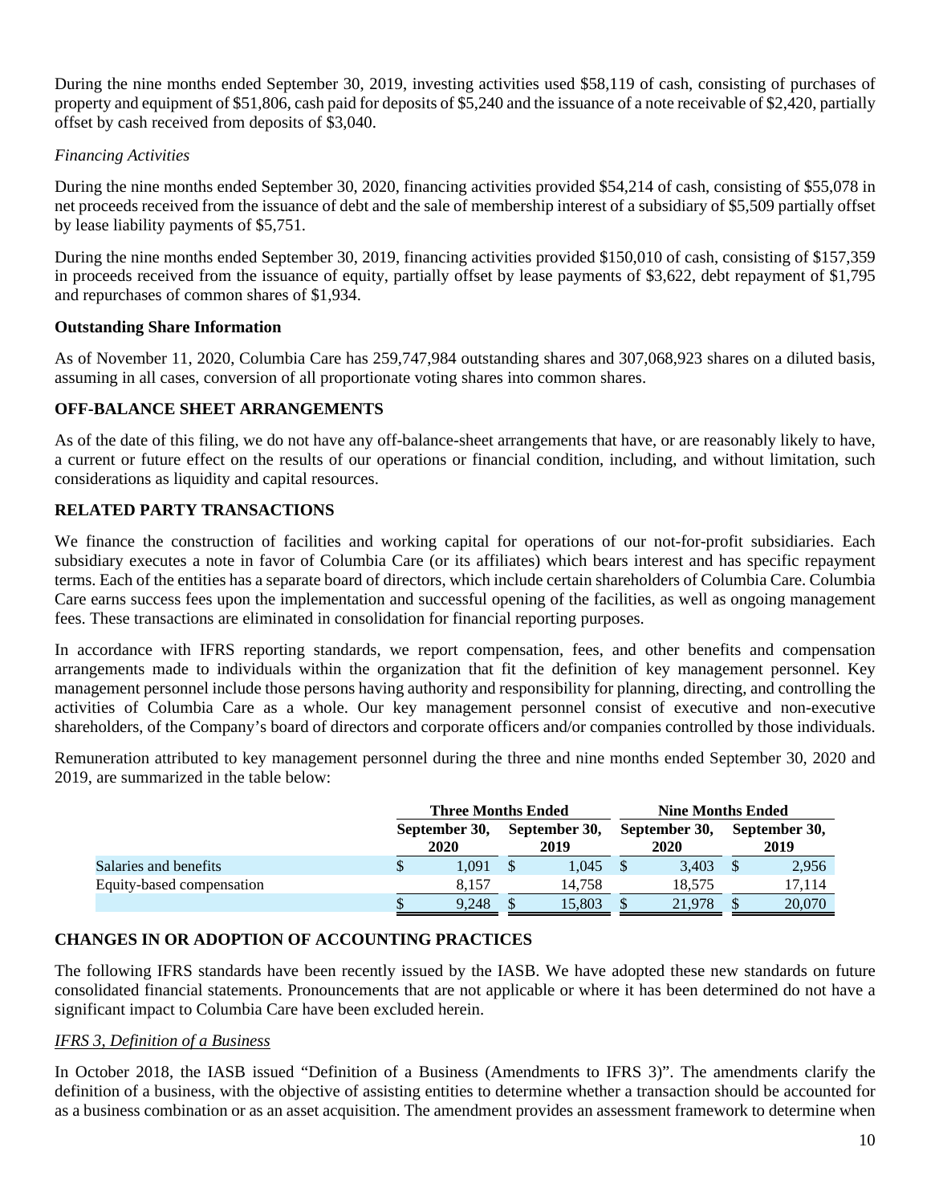During the nine months ended September 30, 2019, investing activities used $58,119 of cash, consisting of purchases of property and equipment of $51,806, cash paid for deposits of $5,240 and the issuance of a note receivable of $2,420, partially offset by cash received from deposits of $3,040.

*Financing Activities*

During the nine months ended September 30, 2020, financing activities provided $54,214 of cash, consisting of $55,078 in net proceeds received from the issuance of debt and the sale of membership interest of a subsidiary of $5,509 partially offset by lease liability payments of $5,751.

During the nine months ended September 30, 2019, financing activities provided $150,010 of cash, consisting of $157,359 in proceeds received from the issuance of equity, partially offset by lease payments of $3,622, debt repayment of $1,795 and repurchases of common shares of $1,934.

**Outstanding Share Information**

As of November 11, 2020, Columbia Care has 259,747,984 outstanding shares and 307,068,923 shares on a diluted basis, assuming in all cases, conversion of all proportionate voting shares into common shares.

**OFF-BALANCE SHEET ARRANGEMENTS**

As of the date of this filing, we do not have any off-balance-sheet arrangements that have, or are reasonably likely to have, a current or future effect on the results of our operations or financial condition, including, and without limitation, such considerations as liquidity and capital resources.

**RELATED PARTY TRANSACTIONS**

We finance the construction of facilities and working capital for operations of our not-for-profit subsidiaries. Each subsidiary executes a note in favor of Columbia Care (or its affiliates) which bears interest and has specific repayment terms. Each of the entities has a separate board of directors, which include certain shareholders of Columbia Care. Columbia Care earns success fees upon the implementation and successful opening of the facilities, as well as ongoing management fees. These transactions are eliminated in consolidation for financial reporting purposes.

In accordance with IFRS reporting standards, we report compensation, fees, and other benefits and compensation arrangements made to individuals within the organization that fit the definition of key management personnel. Key management personnel include those persons having authority and responsibility for planning, directing, and controlling the activities of Columbia Care as a whole. Our key management personnel consist of executive and non-executive shareholders, of the Company's board of directors and corporate officers and/or companies controlled by those individuals.

Remuneration attributed to key management personnel during the three and nine months ended September 30, 2020 and 2019, are summarized in the table below:

| | Three Months Ended | | Nine Months Ended | |
|---|---|---|---|---|
| | September 30, 2020 | September 30, 2019 | September 30, 2020 | September 30, 2019 |
| Salaries and benefits | $ 1,091 | $ 1,045 | $ 3,403 | $ 2,956 |
| Equity-based compensation | 8,157 | 14,758 | 18,575 | 17,114 |
| | $ 9,248 | $ 15,803 | $ 21,978 | $ 20,070 |

**CHANGES IN OR ADOPTION OF ACCOUNTING PRACTICES**

The following IFRS standards have been recently issued by the IASB. We have adopted these new standards on future consolidated financial statements. Pronouncements that are not applicable or where it has been determined do not have a significant impact to Columbia Care have been excluded herein.

*IFRS 3, Definition of a Business*

In October 2018, the IASB issued "Definition of a Business (Amendments to IFRS 3)". The amendments clarify the definition of a business, with the objective of assisting entities to determine whether a transaction should be accounted for as a business combination or as an asset acquisition. The amendment provides an assessment framework to determine when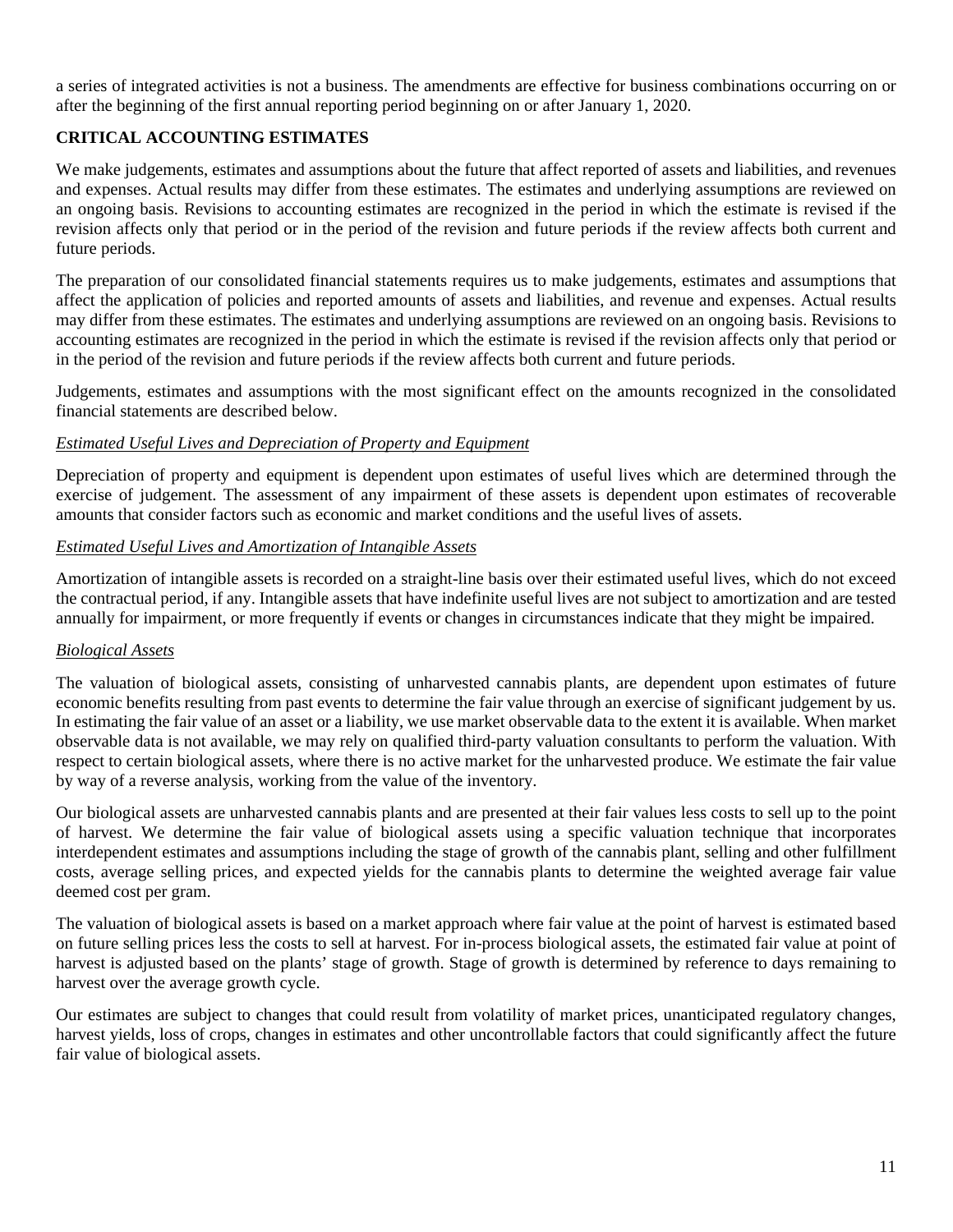a series of integrated activities is not a business. The amendments are effective for business combinations occurring on or after the beginning of the first annual reporting period beginning on or after January 1, 2020.

## CRITICAL ACCOUNTING ESTIMATES

We make judgements, estimates and assumptions about the future that affect reported of assets and liabilities, and revenues and expenses. Actual results may differ from these estimates. The estimates and underlying assumptions are reviewed on an ongoing basis. Revisions to accounting estimates are recognized in the period in which the estimate is revised if the revision affects only that period or in the period of the revision and future periods if the review affects both current and future periods.

The preparation of our consolidated financial statements requires us to make judgements, estimates and assumptions that affect the application of policies and reported amounts of assets and liabilities, and revenue and expenses. Actual results may differ from these estimates. The estimates and underlying assumptions are reviewed on an ongoing basis. Revisions to accounting estimates are recognized in the period in which the estimate is revised if the revision affects only that period or in the period of the revision and future periods if the review affects both current and future periods.

Judgements, estimates and assumptions with the most significant effect on the amounts recognized in the consolidated financial statements are described below.

*Estimated Useful Lives and Depreciation of Property and Equipment*

Depreciation of property and equipment is dependent upon estimates of useful lives which are determined through the exercise of judgement. The assessment of any impairment of these assets is dependent upon estimates of recoverable amounts that consider factors such as economic and market conditions and the useful lives of assets.

*Estimated Useful Lives and Amortization of Intangible Assets*

Amortization of intangible assets is recorded on a straight-line basis over their estimated useful lives, which do not exceed the contractual period, if any. Intangible assets that have indefinite useful lives are not subject to amortization and are tested annually for impairment, or more frequently if events or changes in circumstances indicate that they might be impaired.

*Biological Assets*

The valuation of biological assets, consisting of unharvested cannabis plants, are dependent upon estimates of future economic benefits resulting from past events to determine the fair value through an exercise of significant judgement by us. In estimating the fair value of an asset or a liability, we use market observable data to the extent it is available. When market observable data is not available, we may rely on qualified third-party valuation consultants to perform the valuation. With respect to certain biological assets, where there is no active market for the unharvested produce. We estimate the fair value by way of a reverse analysis, working from the value of the inventory.

Our biological assets are unharvested cannabis plants and are presented at their fair values less costs to sell up to the point of harvest. We determine the fair value of biological assets using a specific valuation technique that incorporates interdependent estimates and assumptions including the stage of growth of the cannabis plant, selling and other fulfillment costs, average selling prices, and expected yields for the cannabis plants to determine the weighted average fair value deemed cost per gram.

The valuation of biological assets is based on a market approach where fair value at the point of harvest is estimated based on future selling prices less the costs to sell at harvest. For in-process biological assets, the estimated fair value at point of harvest is adjusted based on the plants' stage of growth. Stage of growth is determined by reference to days remaining to harvest over the average growth cycle.

Our estimates are subject to changes that could result from volatility of market prices, unanticipated regulatory changes, harvest yields, loss of crops, changes in estimates and other uncontrollable factors that could significantly affect the future fair value of biological assets.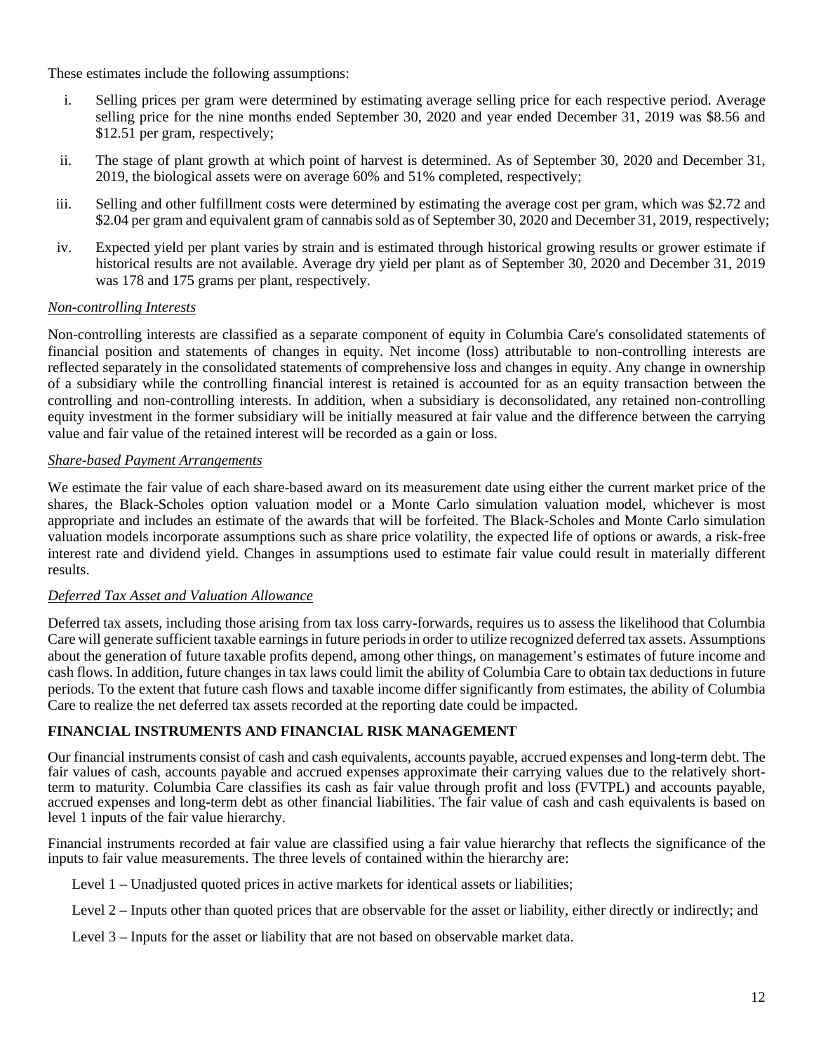These estimates include the following assumptions:

i. Selling prices per gram were determined by estimating average selling price for each respective period. Average selling price for the nine months ended September 30, 2020 and year ended December 31, 2019 was $8.56 and $12.51 per gram, respectively;

ii. The stage of plant growth at which point of harvest is determined. As of September 30, 2020 and December 31, 2019, the biological assets were on average 60% and 51% completed, respectively;

iii. Selling and other fulfillment costs were determined by estimating the average cost per gram, which was $2.72 and $2.04 per gram and equivalent gram of cannabis sold as of September 30, 2020 and December 31, 2019, respectively;

iv. Expected yield per plant varies by strain and is estimated through historical growing results or grower estimate if historical results are not available. Average dry yield per plant as of September 30, 2020 and December 31, 2019 was 178 and 175 grams per plant, respectively.

*Non-controlling Interests*

Non-controlling interests are classified as a separate component of equity in Columbia Care's consolidated statements of financial position and statements of changes in equity. Net income (loss) attributable to non-controlling interests are reflected separately in the consolidated statements of comprehensive loss and changes in equity. Any change in ownership of a subsidiary while the controlling financial interest is retained is accounted for as an equity transaction between the controlling and non-controlling interests. In addition, when a subsidiary is deconsolidated, any retained non-controlling equity investment in the former subsidiary will be initially measured at fair value and the difference between the carrying value and fair value of the retained interest will be recorded as a gain or loss.

*Share-based Payment Arrangements*

We estimate the fair value of each share-based award on its measurement date using either the current market price of the shares, the Black-Scholes option valuation model or a Monte Carlo simulation valuation model, whichever is most appropriate and includes an estimate of the awards that will be forfeited. The Black-Scholes and Monte Carlo simulation valuation models incorporate assumptions such as share price volatility, the expected life of options or awards, a risk-free interest rate and dividend yield. Changes in assumptions used to estimate fair value could result in materially different results.

*Deferred Tax Asset and Valuation Allowance*

Deferred tax assets, including those arising from tax loss carry-forwards, requires us to assess the likelihood that Columbia Care will generate sufficient taxable earnings in future periods in order to utilize recognized deferred tax assets. Assumptions about the generation of future taxable profits depend, among other things, on management's estimates of future income and cash flows. In addition, future changes in tax laws could limit the ability of Columbia Care to obtain tax deductions in future periods. To the extent that future cash flows and taxable income differ significantly from estimates, the ability of Columbia Care to realize the net deferred tax assets recorded at the reporting date could be impacted.

## FINANCIAL INSTRUMENTS AND FINANCIAL RISK MANAGEMENT

Our financial instruments consist of cash and cash equivalents, accounts payable, accrued expenses and long-term debt. The fair values of cash, accounts payable and accrued expenses approximate their carrying values due to the relatively short-term to maturity. Columbia Care classifies its cash as fair value through profit and loss (FVTPL) and accounts payable, accrued expenses and long-term debt as other financial liabilities. The fair value of cash and cash equivalents is based on level 1 inputs of the fair value hierarchy.

Financial instruments recorded at fair value are classified using a fair value hierarchy that reflects the significance of the inputs to fair value measurements. The three levels of contained within the hierarchy are:

Level 1 – Unadjusted quoted prices in active markets for identical assets or liabilities;

Level 2 – Inputs other than quoted prices that are observable for the asset or liability, either directly or indirectly; and

Level 3 – Inputs for the asset or liability that are not based on observable market data.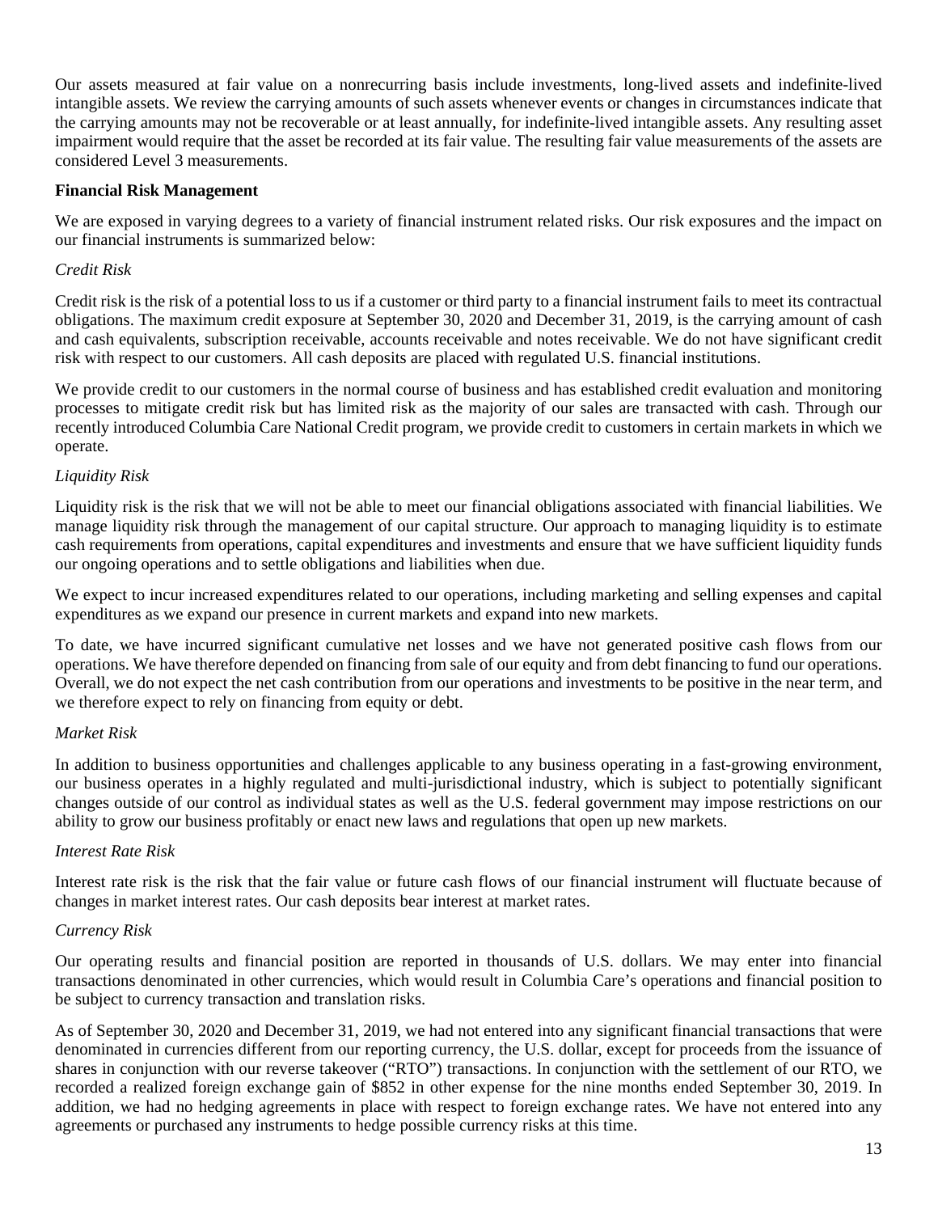Our assets measured at fair value on a nonrecurring basis include investments, long-lived assets and indefinite-lived intangible assets. We review the carrying amounts of such assets whenever events or changes in circumstances indicate that the carrying amounts may not be recoverable or at least annually, for indefinite-lived intangible assets. Any resulting asset impairment would require that the asset be recorded at its fair value. The resulting fair value measurements of the assets are considered Level 3 measurements.

**Financial Risk Management**

We are exposed in varying degrees to a variety of financial instrument related risks. Our risk exposures and the impact on our financial instruments is summarized below:

*Credit Risk*

Credit risk is the risk of a potential loss to us if a customer or third party to a financial instrument fails to meet its contractual obligations. The maximum credit exposure at September 30, 2020 and December 31, 2019, is the carrying amount of cash and cash equivalents, subscription receivable, accounts receivable and notes receivable. We do not have significant credit risk with respect to our customers. All cash deposits are placed with regulated U.S. financial institutions.

We provide credit to our customers in the normal course of business and has established credit evaluation and monitoring processes to mitigate credit risk but has limited risk as the majority of our sales are transacted with cash. Through our recently introduced Columbia Care National Credit program, we provide credit to customers in certain markets in which we operate.

*Liquidity Risk*

Liquidity risk is the risk that we will not be able to meet our financial obligations associated with financial liabilities. We manage liquidity risk through the management of our capital structure. Our approach to managing liquidity is to estimate cash requirements from operations, capital expenditures and investments and ensure that we have sufficient liquidity funds our ongoing operations and to settle obligations and liabilities when due.

We expect to incur increased expenditures related to our operations, including marketing and selling expenses and capital expenditures as we expand our presence in current markets and expand into new markets.

To date, we have incurred significant cumulative net losses and we have not generated positive cash flows from our operations. We have therefore depended on financing from sale of our equity and from debt financing to fund our operations. Overall, we do not expect the net cash contribution from our operations and investments to be positive in the near term, and we therefore expect to rely on financing from equity or debt.

*Market Risk*

In addition to business opportunities and challenges applicable to any business operating in a fast-growing environment, our business operates in a highly regulated and multi-jurisdictional industry, which is subject to potentially significant changes outside of our control as individual states as well as the U.S. federal government may impose restrictions on our ability to grow our business profitably or enact new laws and regulations that open up new markets.

*Interest Rate Risk*

Interest rate risk is the risk that the fair value or future cash flows of our financial instrument will fluctuate because of changes in market interest rates. Our cash deposits bear interest at market rates.

*Currency Risk*

Our operating results and financial position are reported in thousands of U.S. dollars. We may enter into financial transactions denominated in other currencies, which would result in Columbia Care's operations and financial position to be subject to currency transaction and translation risks.

As of September 30, 2020 and December 31, 2019, we had not entered into any significant financial transactions that were denominated in currencies different from our reporting currency, the U.S. dollar, except for proceeds from the issuance of shares in conjunction with our reverse takeover ("RTO") transactions. In conjunction with the settlement of our RTO, we recorded a realized foreign exchange gain of $852 in other expense for the nine months ended September 30, 2019. In addition, we had no hedging agreements in place with respect to foreign exchange rates. We have not entered into any agreements or purchased any instruments to hedge possible currency risks at this time.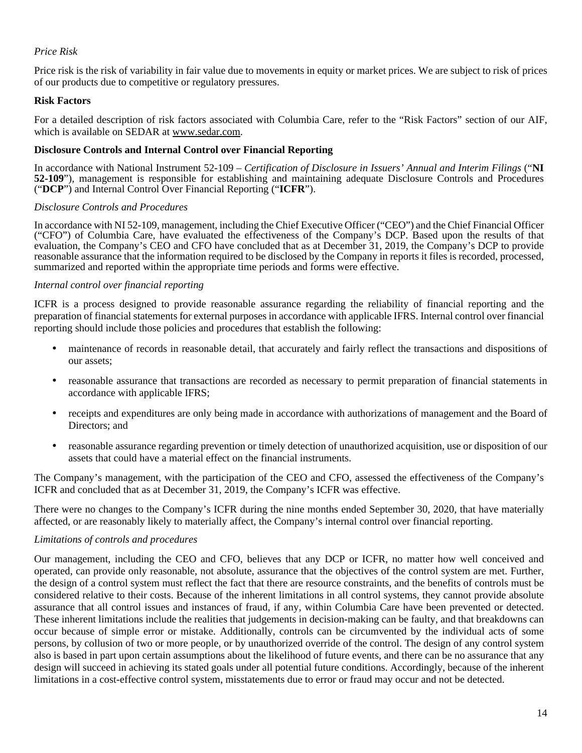*Price Risk*

Price risk is the risk of variability in fair value due to movements in equity or market prices. We are subject to risk of prices of our products due to competitive or regulatory pressures.

**Risk Factors**

For a detailed description of risk factors associated with Columbia Care, refer to the "Risk Factors" section of our AIF, which is available on SEDAR at www.sedar.com.

**Disclosure Controls and Internal Control over Financial Reporting**

In accordance with National Instrument 52-109 – *Certification of Disclosure in Issuers' Annual and Interim Filings* ("**NI 52-109**"), management is responsible for establishing and maintaining adequate Disclosure Controls and Procedures ("**DCP**") and Internal Control Over Financial Reporting ("**ICFR**").

*Disclosure Controls and Procedures*

In accordance with NI 52-109, management, including the Chief Executive Officer ("CEO") and the Chief Financial Officer ("CFO") of Columbia Care, have evaluated the effectiveness of the Company's DCP. Based upon the results of that evaluation, the Company's CEO and CFO have concluded that as at December 31, 2019, the Company's DCP to provide reasonable assurance that the information required to be disclosed by the Company in reports it files is recorded, processed, summarized and reported within the appropriate time periods and forms were effective.

*Internal control over financial reporting*

ICFR is a process designed to provide reasonable assurance regarding the reliability of financial reporting and the preparation of financial statements for external purposes in accordance with applicable IFRS. Internal control over financial reporting should include those policies and procedures that establish the following:

- maintenance of records in reasonable detail, that accurately and fairly reflect the transactions and dispositions of our assets;
- reasonable assurance that transactions are recorded as necessary to permit preparation of financial statements in accordance with applicable IFRS;
- receipts and expenditures are only being made in accordance with authorizations of management and the Board of Directors; and
- reasonable assurance regarding prevention or timely detection of unauthorized acquisition, use or disposition of our assets that could have a material effect on the financial instruments.

The Company's management, with the participation of the CEO and CFO, assessed the effectiveness of the Company's ICFR and concluded that as at December 31, 2019, the Company's ICFR was effective.

There were no changes to the Company's ICFR during the nine months ended September 30, 2020, that have materially affected, or are reasonably likely to materially affect, the Company's internal control over financial reporting.

*Limitations of controls and procedures*

Our management, including the CEO and CFO, believes that any DCP or ICFR, no matter how well conceived and operated, can provide only reasonable, not absolute, assurance that the objectives of the control system are met. Further, the design of a control system must reflect the fact that there are resource constraints, and the benefits of controls must be considered relative to their costs. Because of the inherent limitations in all control systems, they cannot provide absolute assurance that all control issues and instances of fraud, if any, within Columbia Care have been prevented or detected. These inherent limitations include the realities that judgements in decision-making can be faulty, and that breakdowns can occur because of simple error or mistake. Additionally, controls can be circumvented by the individual acts of some persons, by collusion of two or more people, or by unauthorized override of the control. The design of any control system also is based in part upon certain assumptions about the likelihood of future events, and there can be no assurance that any design will succeed in achieving its stated goals under all potential future conditions. Accordingly, because of the inherent limitations in a cost-effective control system, misstatements due to error or fraud may occur and not be detected.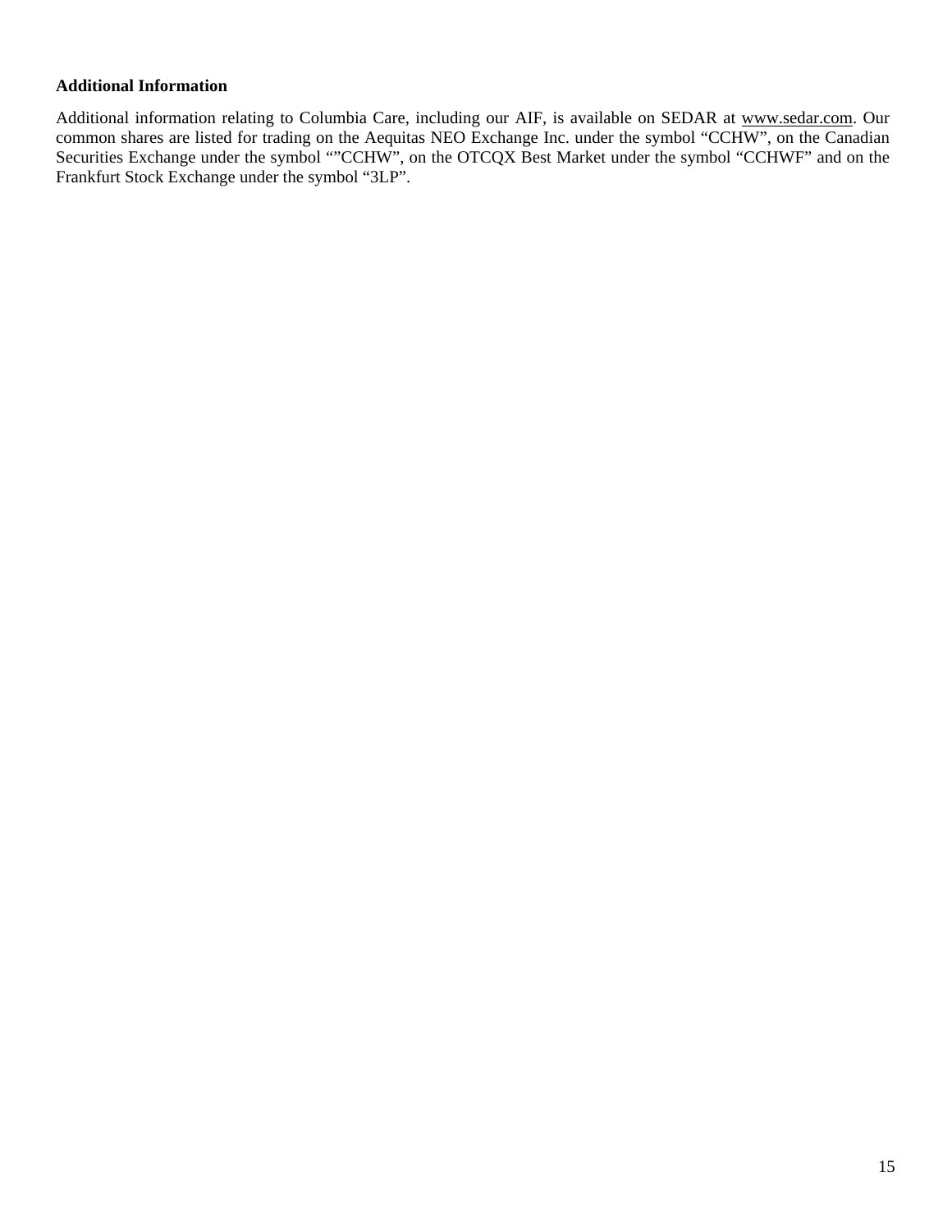**Additional Information**

Additional information relating to Columbia Care, including our AIF, is available on SEDAR at www.sedar.com. Our common shares are listed for trading on the Aequitas NEO Exchange Inc. under the symbol “CCHW”, on the Canadian Securities Exchange under the symbol “”CCHW”, on the OTCQX Best Market under the symbol “CCHWF” and on the Frankfurt Stock Exchange under the symbol “3LP”.